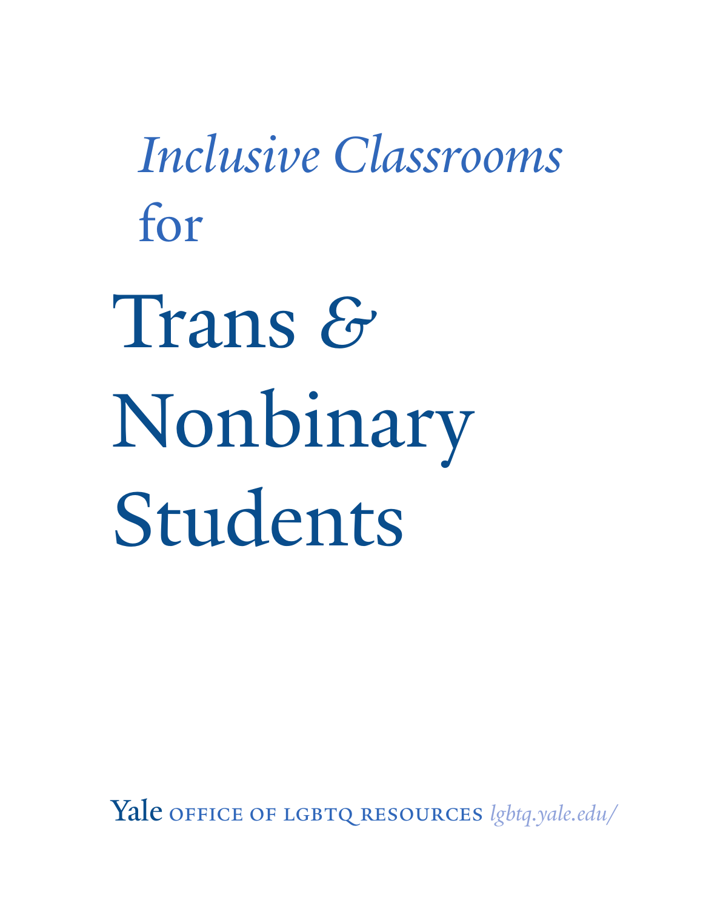# *Inclusive Classrooms* for Trans & Nonbinary Students

Yale OFFICE OF LGBTQ RESOURCES *lgbtq.yale.edu/*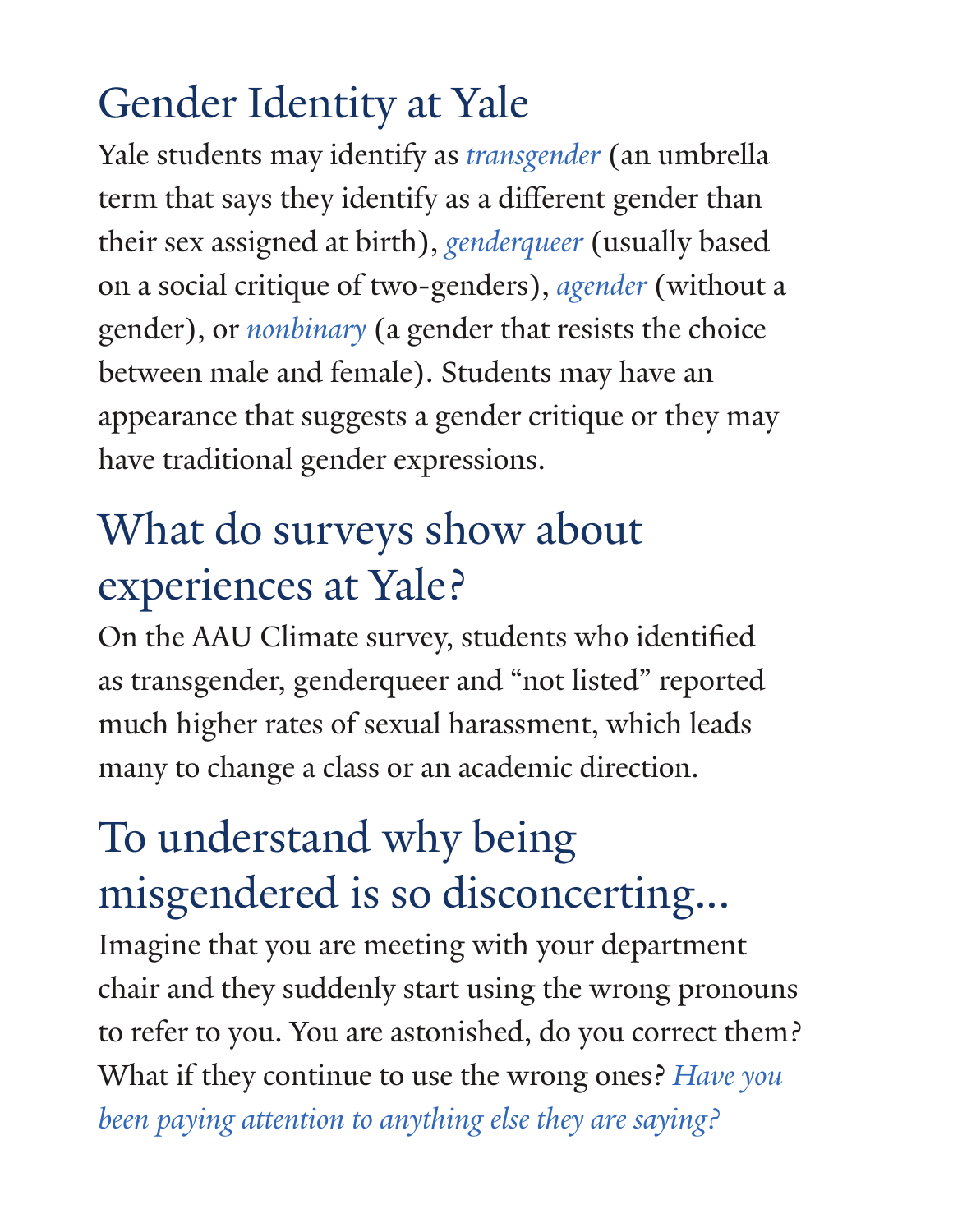## Gender Identity at Yale

Yale students may identify as *transgender* (an umbrella term that says they identify as a different gender than their sex assigned at birth), *genderqueer* (usually based on a social critique of two-genders), *agender* (without a gender), or *nonbinary* (a gender that resists the choice between male and female). Students may have an appearance that suggests a gender critique or they may have traditional gender expressions.

## What do surveys show about experiences at Yale?

On the AAU Climate survey, students who identified as transgender, genderqueer and "not listed" reported much higher rates of sexual harassment, which leads many to change a class or an academic direction.

## To understand why being misgendered is so disconcerting...

Imagine that you are meeting with your department chair and they suddenly start using the wrong pronouns to refer to you. You are astonished, do you correct them? What if they continue to use the wrong ones? *Have you been paying attention to anything else they are saying?*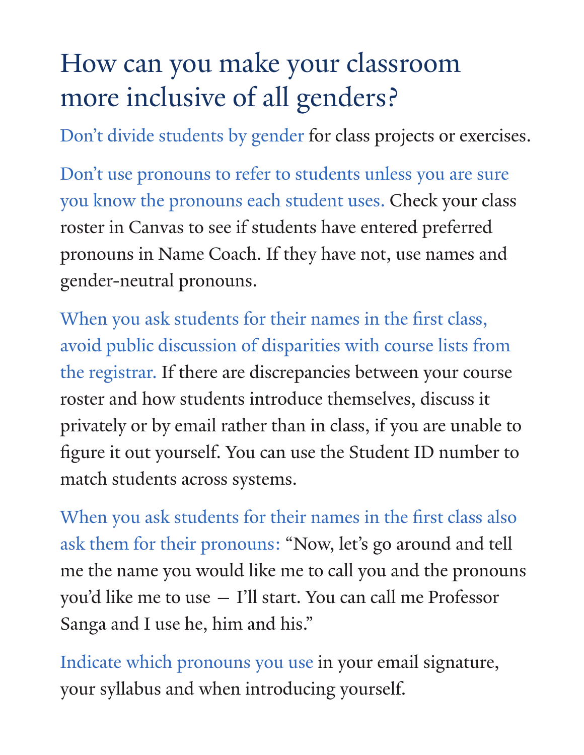# How can you make your classroom more inclusive of all genders?

Don't divide students by gender for class projects or exercises.

Don't use pronouns to refer to students unless you are sure you know the pronouns each student uses. Check your class roster in Canvas to see if students have entered preferred pronouns in Name Coach. If they have not, use names and gender-neutral pronouns.

When you ask students for their names in the first class, avoid public discussion of disparities with course lists from the registrar. If there are discrepancies between your course roster and how students introduce themselves, discuss it privately or by email rather than in class, if you are unable to figure it out yourself. You can use the Student ID number to match students across systems.

When you ask students for their names in the first class also ask them for their pronouns: "Now, let's go around and tell me the name you would like me to call you and the pronouns you'd like me to use — I'll start. You can call me Professor Sanga and I use he, him and his."

Indicate which pronouns you use in your email signature, your syllabus and when introducing yourself.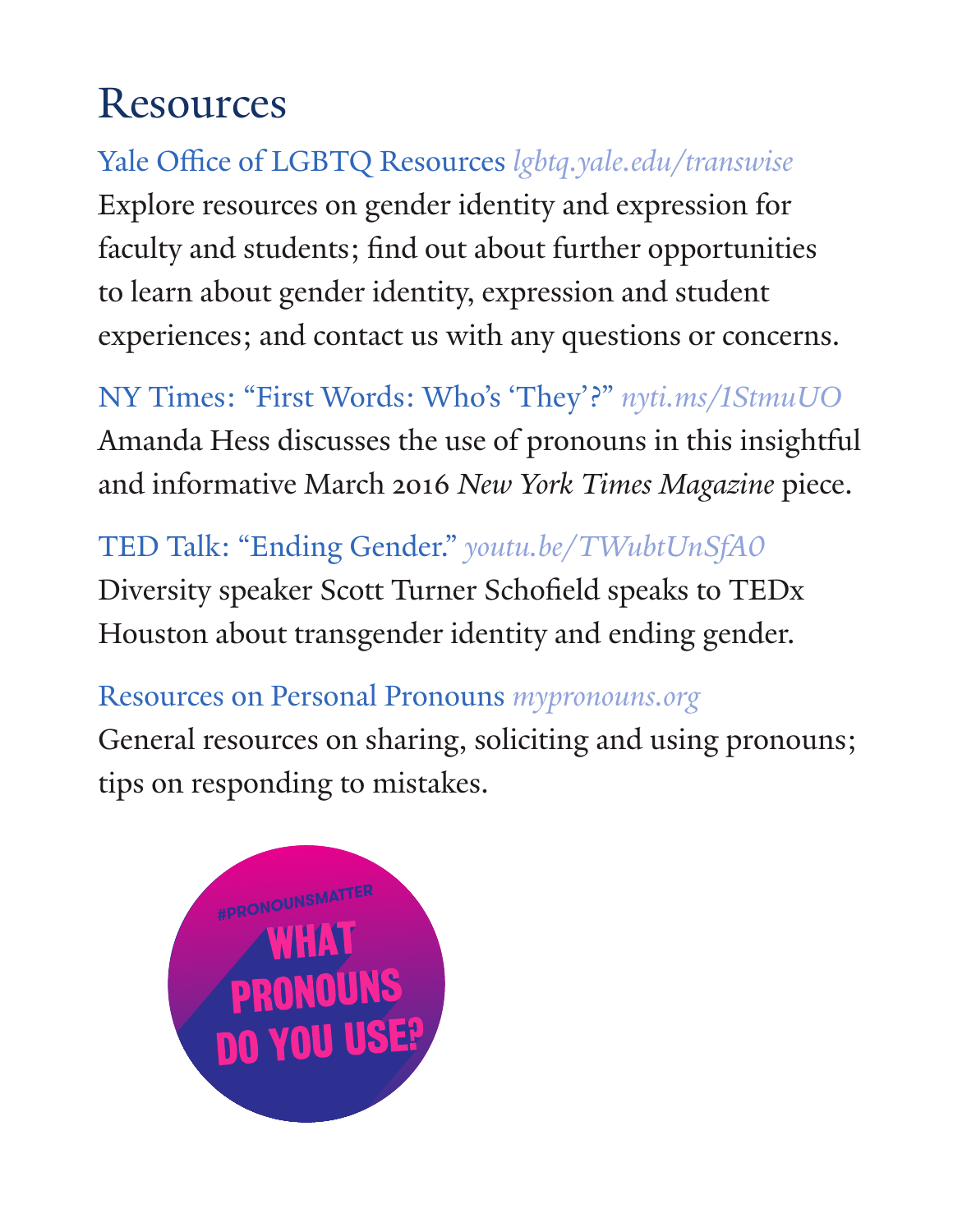# Resources

Yale Office of LGBTQ Resources *lgbtq.yale.edu/transwise*
Explore resources on gender identity and expression for faculty and students; find out about further opportunities to learn about gender identity, expression and student experiences; and contact us with any questions or concerns.

NY Times: "First Words: Who's 'They'?" *nyti.ms/1StmuUO*
Amanda Hess discusses the use of pronouns in this insightful and informative March 2016 *New York Times Magazine* piece.

TED Talk: "Ending Gender." *youtu.be/TWubtUnSfA0*
Diversity speaker Scott Turner Schofield speaks to TEDx Houston about transgender identity and ending gender.

Resources on Personal Pronouns *mypronouns.org*
General resources on sharing, soliciting and using pronouns; tips on responding to mistakes.

#PRONOUNSMATTER
WHAT PRONOUNS DO YOU USE?